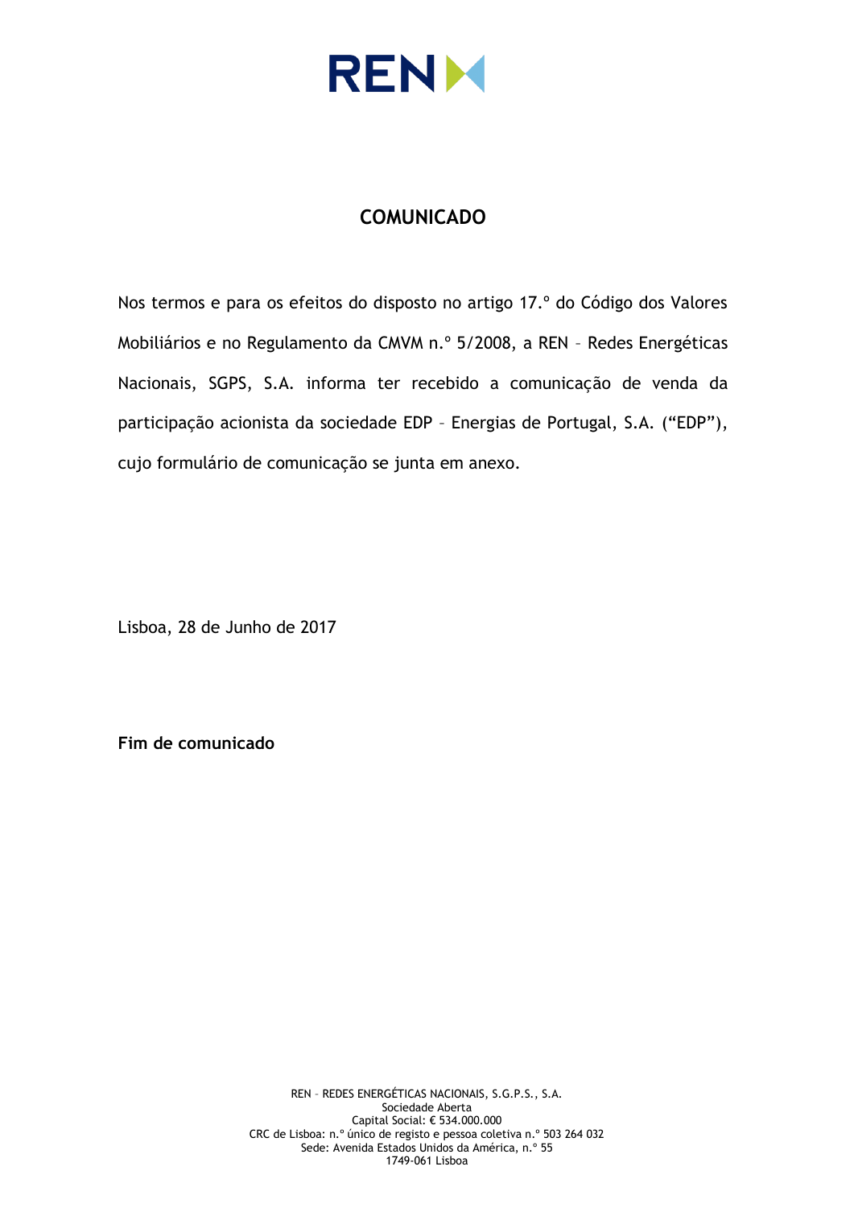# COMUNICADO

Nos termos e para os efeitos do disposto no artigo 17.º do Código dos Valores Mobiliários e no Regulamento da CMVM n.º 5/2008, a REN – Redes Energéticas Nacionais, SGPS, S.A. informa ter recebido a comunicação de venda da participação acionista da sociedade EDP – Energias de Portugal, S.A. ("EDP"), cujo formulário de comunicação se junta em anexo.

Lisboa, 28 de Junho de 2017

**Fim de comunicado**

REN – REDES ENERGÉTICAS NACIONAIS, S.G.P.S., S.A.
Sociedade Aberta
Capital Social: € 534.000.000
CRC de Lisboa: n.º único de registo e pessoa coletiva n.º 503 264 032
Sede: Avenida Estados Unidos da América, n.º 55
1749-061 Lisboa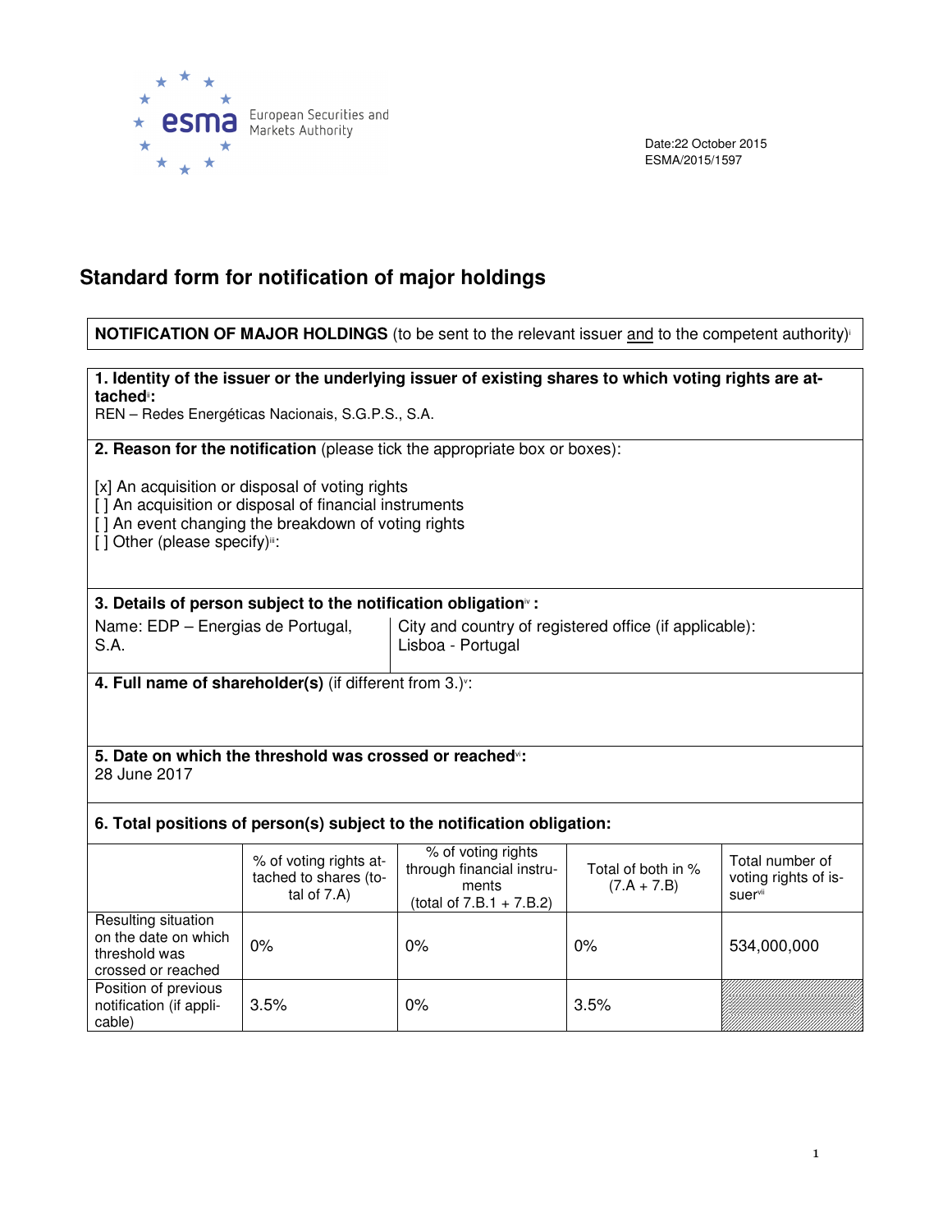Date:22 October 2015
ESMA/2015/1597

# Standard form for notification of major holdings

**NOTIFICATION OF MAJOR HOLDINGS** (to be sent to the relevant issuer and to the competent authority)[i]

**1. Identity of the issuer or the underlying issuer of existing shares to which voting rights are attached**[ii]**:**
REN – Redes Energéticas Nacionais, S.G.P.S., S.A.

**2. Reason for the notification** (please tick the appropriate box or boxes):

[x] An acquisition or disposal of voting rights
[ ] An acquisition or disposal of financial instruments
[ ] An event changing the breakdown of voting rights
[ ] Other (please specify)[iii]:

**3. Details of person subject to the notification obligation**[iv] **:**

| Name: EDP – Energias de Portugal, S.A. | City and country of registered office (if applicable): Lisboa - Portugal |
|---|---|

**4. Full name of shareholder(s)** (if different from 3.)[v]:

**5. Date on which the threshold was crossed or reached**[vi]**:**
28 June 2017

**6. Total positions of person(s) subject to the notification obligation:**

| | % of voting rights attached to shares (total of 7.A) | % of voting rights through financial instruments (total of 7.B.1 + 7.B.2) | Total of both in % (7.A + 7.B) | Total number of voting rights of issuer[vii] |
|---|---|---|---|---|
| Resulting situation on the date on which threshold was crossed or reached | 0% | 0% | 0% | 534,000,000 |
| Position of previous notification (if applicable) | 3.5% | 0% | 3.5% | |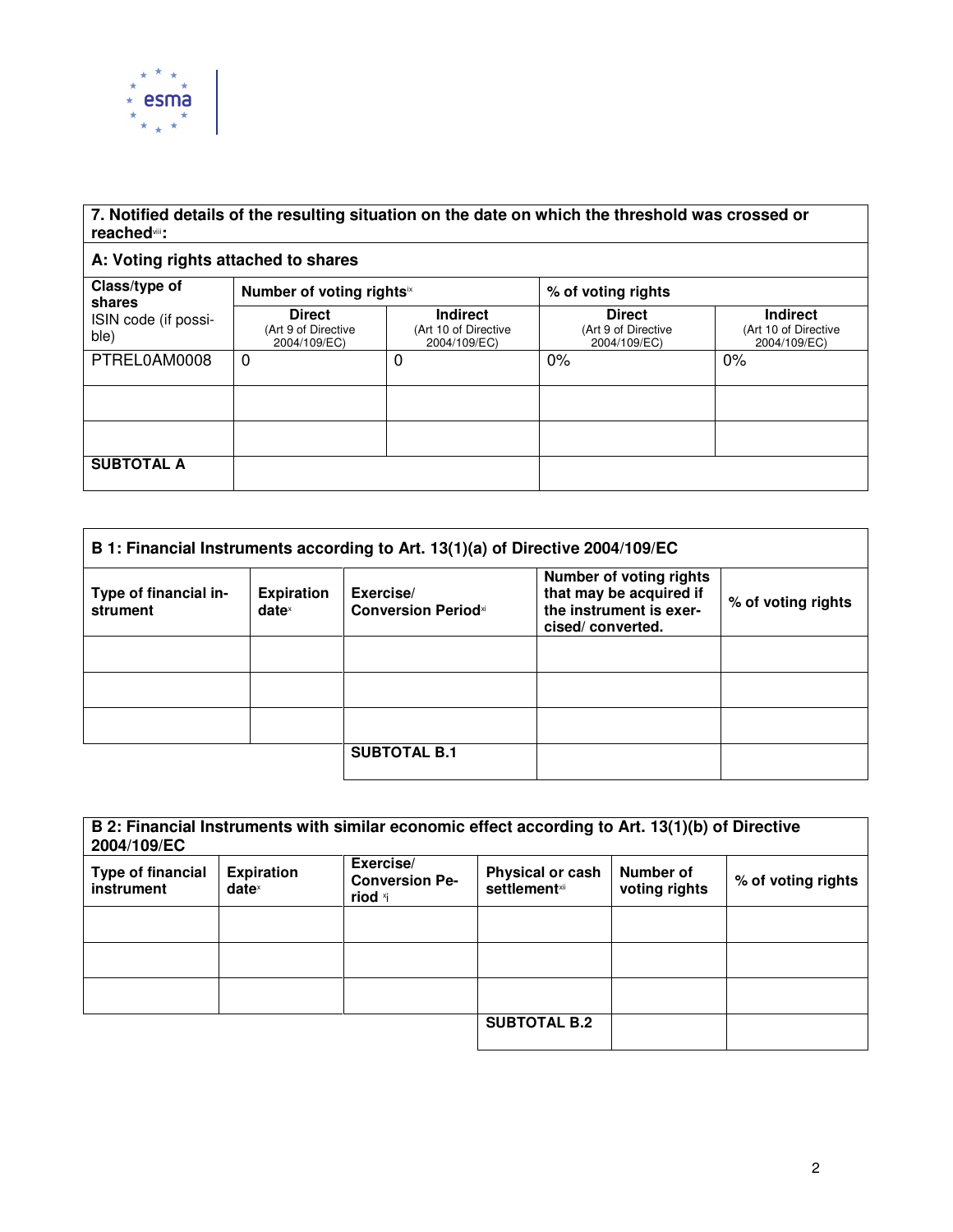**7. Notified details of the resulting situation on the date on which the threshold was crossed or reached[viii]:**

**A: Voting rights attached to shares**

| Class/type of shares<br>ISIN code (if possible) | Number of voting rights[ix] | | % of voting rights | |
|---|---|---|---|---|
| | **Direct**<br>(Art 9 of Directive 2004/109/EC) | **Indirect**<br>(Art 10 of Directive 2004/109/EC) | **Direct**<br>(Art 9 of Directive 2004/109/EC) | **Indirect**<br>(Art 10 of Directive 2004/109/EC) |
| PTREL0AM0008 | 0 | 0 | 0% | 0% |
| | | | | |
| | | | | |
| **SUBTOTAL A** | | | | |

| **B 1: Financial Instruments according to Art. 13(1)(a) of Directive 2004/109/EC** | | | | |
|---|---|---|---|---|
| **Type of financial instrument** | **Expiration date[x]** | **Exercise/ Conversion Period[xi]** | **Number of voting rights that may be acquired if the instrument is exercised/ converted.** | **% of voting rights** |
| | | | | |
| | | | | |
| | | | | |
| | | **SUBTOTAL B.1** | | |

| **B 2: Financial Instruments with similar economic effect according to Art. 13(1)(b) of Directive 2004/109/EC** | | | | | |
|---|---|---|---|---|---|
| **Type of financial instrument** | **Expiration date[x]** | **Exercise/ Conversion Period [xi]** | **Physical or cash settlement[xii]** | **Number of voting rights** | **% of voting rights** |
| | | | | | |
| | | | | | |
| | | | | | |
| | | | **SUBTOTAL B.2** | | |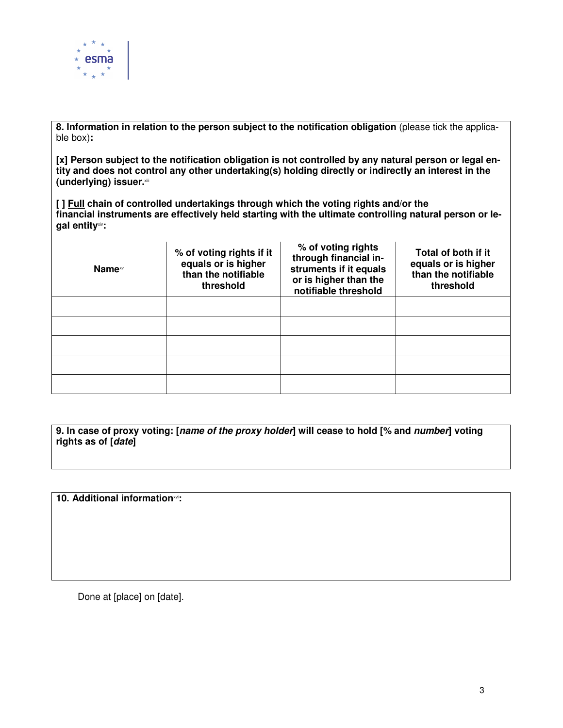**8. Information in relation to the person subject to the notification obligation** (please tick the applicable box)**:**

**[x] Person subject to the notification obligation is not controlled by any natural person or legal entity and does not control any other undertaking(s) holding directly or indirectly an interest in the (underlying) issuer.**[xiii]

**[ ] Full chain of controlled undertakings through which the voting rights and/or the financial instruments are effectively held starting with the ultimate controlling natural person or legal entity**[xiv]**:**

| Name[xv] | % of voting rights if it equals or is higher than the notifiable threshold | % of voting rights through financial instruments if it equals or is higher than the notifiable threshold | Total of both if it equals or is higher than the notifiable threshold |
|---|---|---|---|
| | | | |
| | | | |
| | | | |
| | | | |
| | | | |

**9. In case of proxy voting: [*name of the proxy holder*] will cease to hold [% and *number*] voting rights as of [*date*]**

**10. Additional information**[xvi]**:**

Done at [place] on [date].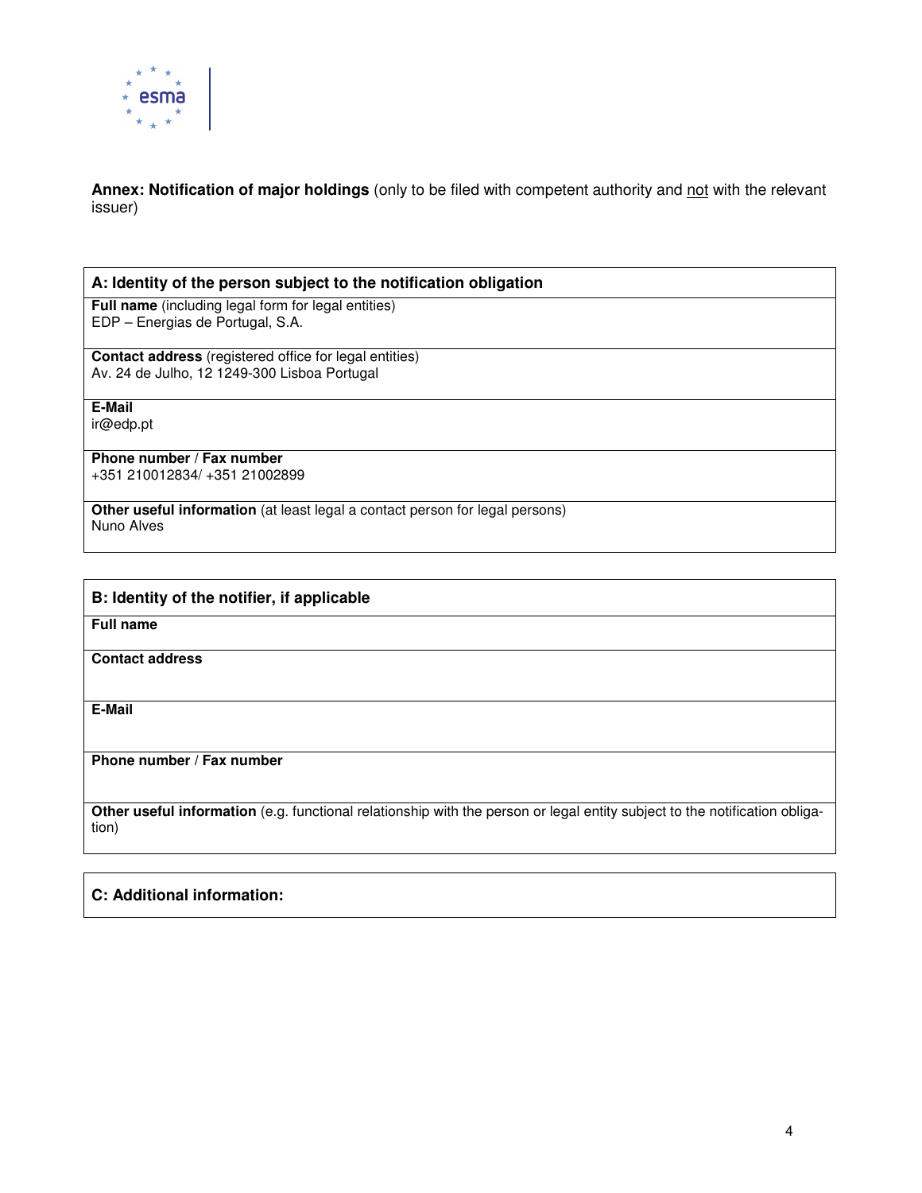**Annex: Notification of major holdings** (only to be filed with competent authority and not with the relevant issuer)

| **A: Identity of the person subject to the notification obligation** |
|---|
| **Full name** (including legal form for legal entities)<br>EDP – Energias de Portugal, S.A. |
| **Contact address** (registered office for legal entities)<br>Av. 24 de Julho, 12 1249-300 Lisboa Portugal |
| **E-Mail**<br>ir@edp.pt |
| **Phone number / Fax number**<br>+351 210012834/ +351 21002899 |
| **Other useful information** (at least legal a contact person for legal persons)<br>Nuno Alves |

| **B: Identity of the notifier, if applicable** |
|---|
| **Full name** |
| **Contact address** |
| **E-Mail** |
| **Phone number / Fax number** |
| **Other useful information** (e.g. functional relationship with the person or legal entity subject to the notification obligation) |

| **C: Additional information:** |
|---|